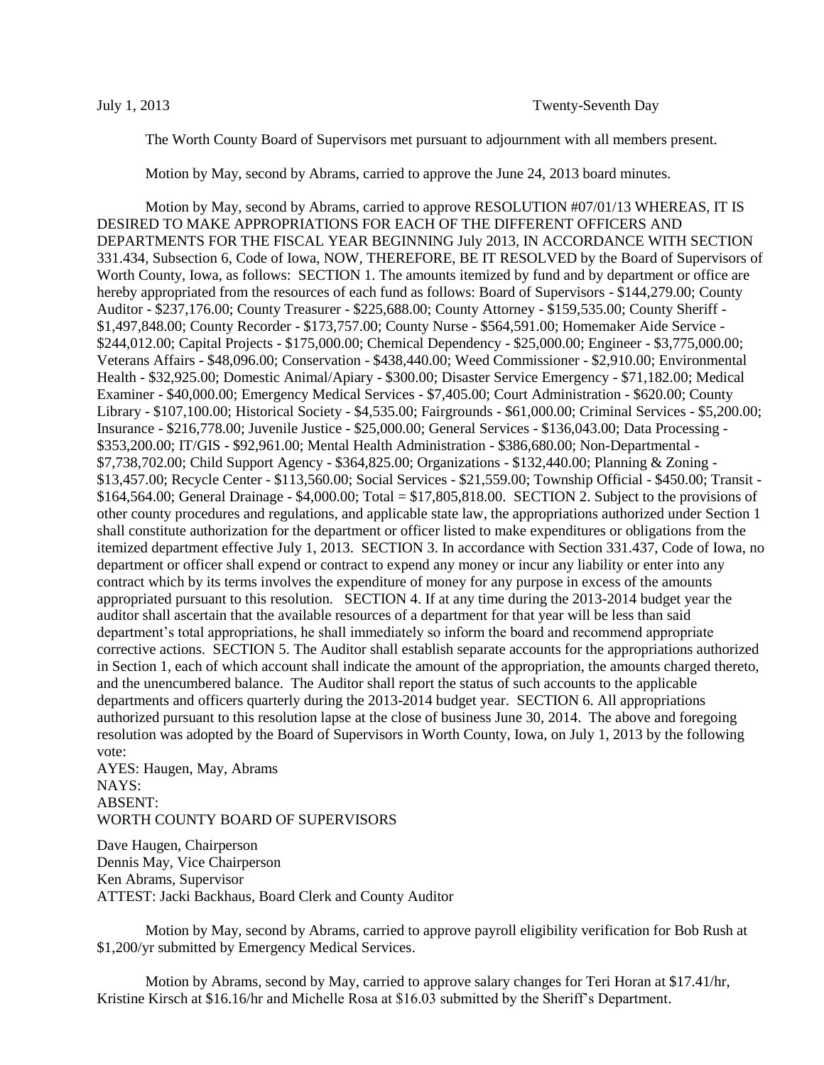July 1, 2013 Twenty-Seventh Day

The Worth County Board of Supervisors met pursuant to adjournment with all members present.

Motion by May, second by Abrams, carried to approve the June 24, 2013 board minutes.

Motion by May, second by Abrams, carried to approve RESOLUTION #07/01/13 WHEREAS, IT IS DESIRED TO MAKE APPROPRIATIONS FOR EACH OF THE DIFFERENT OFFICERS AND DEPARTMENTS FOR THE FISCAL YEAR BEGINNING July 2013, IN ACCORDANCE WITH SECTION 331.434, Subsection 6, Code of Iowa, NOW, THEREFORE, BE IT RESOLVED by the Board of Supervisors of Worth County, Iowa, as follows: SECTION 1. The amounts itemized by fund and by department or office are hereby appropriated from the resources of each fund as follows: Board of Supervisors - $144,279.00; County Auditor - $237,176.00; County Treasurer - $225,688.00; County Attorney - $159,535.00; County Sheriff - $1,497,848.00; County Recorder - $173,757.00; County Nurse - $564,591.00; Homemaker Aide Service - $244,012.00; Capital Projects - $175,000.00; Chemical Dependency - $25,000.00; Engineer - $3,775,000.00; Veterans Affairs - $48,096.00; Conservation - $438,440.00; Weed Commissioner - $2,910.00; Environmental Health - $32,925.00; Domestic Animal/Apiary - $300.00; Disaster Service Emergency - $71,182.00; Medical Examiner - $40,000.00; Emergency Medical Services - $7,405.00; Court Administration - $620.00; County Library - $107,100.00; Historical Society - $4,535.00; Fairgrounds - $61,000.00; Criminal Services - $5,200.00; Insurance - $216,778.00; Juvenile Justice - $25,000.00; General Services - $136,043.00; Data Processing - $353,200.00; IT/GIS - $92,961.00; Mental Health Administration - $386,680.00; Non-Departmental - $7,738,702.00; Child Support Agency - $364,825.00; Organizations - $132,440.00; Planning & Zoning - $13,457.00; Recycle Center - $113,560.00; Social Services - $21,559.00; Township Official - $450.00; Transit - $164,564.00; General Drainage - $4,000.00; Total = $17,805,818.00. SECTION 2. Subject to the provisions of other county procedures and regulations, and applicable state law, the appropriations authorized under Section 1 shall constitute authorization for the department or officer listed to make expenditures or obligations from the itemized department effective July 1, 2013. SECTION 3. In accordance with Section 331.437, Code of Iowa, no department or officer shall expend or contract to expend any money or incur any liability or enter into any contract which by its terms involves the expenditure of money for any purpose in excess of the amounts appropriated pursuant to this resolution. SECTION 4. If at any time during the 2013-2014 budget year the auditor shall ascertain that the available resources of a department for that year will be less than said department's total appropriations, he shall immediately so inform the board and recommend appropriate corrective actions. SECTION 5. The Auditor shall establish separate accounts for the appropriations authorized in Section 1, each of which account shall indicate the amount of the appropriation, the amounts charged thereto, and the unencumbered balance. The Auditor shall report the status of such accounts to the applicable departments and officers quarterly during the 2013-2014 budget year. SECTION 6. All appropriations authorized pursuant to this resolution lapse at the close of business June 30, 2014. The above and foregoing resolution was adopted by the Board of Supervisors in Worth County, Iowa, on July 1, 2013 by the following vote:

AYES: Haugen, May, Abrams
NAYS:
ABSENT:
WORTH COUNTY BOARD OF SUPERVISORS

Dave Haugen, Chairperson
Dennis May, Vice Chairperson
Ken Abrams, Supervisor
ATTEST: Jacki Backhaus, Board Clerk and County Auditor

Motion by May, second by Abrams, carried to approve payroll eligibility verification for Bob Rush at $1,200/yr submitted by Emergency Medical Services.

Motion by Abrams, second by May, carried to approve salary changes for Teri Horan at $17.41/hr, Kristine Kirsch at $16.16/hr and Michelle Rosa at $16.03 submitted by the Sheriff's Department.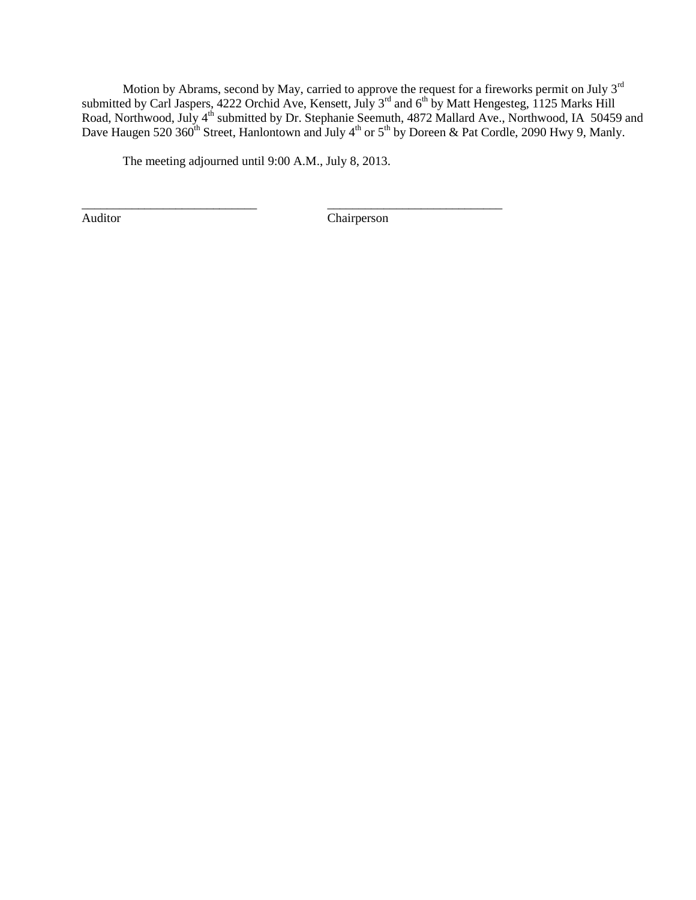Motion by Abrams, second by May, carried to approve the request for a fireworks permit on July 3rd submitted by Carl Jaspers, 4222 Orchid Ave, Kensett, July 3rd and 6th by Matt Hengesteg, 1125 Marks Hill Road, Northwood, July 4th submitted by Dr. Stephanie Seemuth, 4872 Mallard Ave., Northwood, IA 50459 and Dave Haugen 520 360th Street, Hanlontown and July 4th or 5th by Doreen & Pat Cordle, 2090 Hwy 9, Manly.

The meeting adjourned until 9:00 A.M., July 8, 2013.

\_\_\_\_\_\_\_\_\_\_\_\_\_\_\_\_\_\_\_\_\_\_\_\_\_\_\_\_ \_\_\_\_\_\_\_\_\_\_\_\_\_\_\_\_\_\_\_\_\_\_\_\_\_\_\_\_

Auditor Chairperson